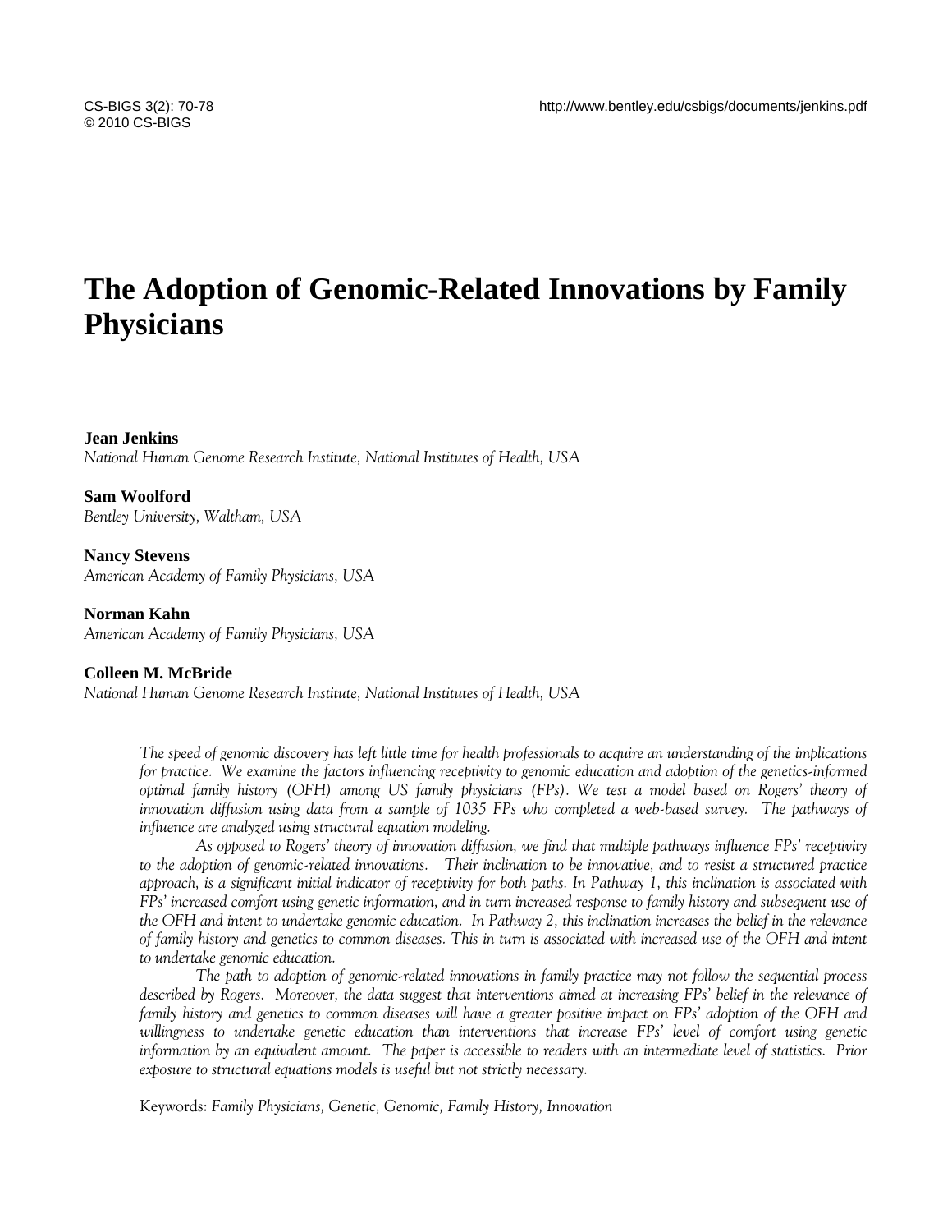# The Adoption of Genomic-Related Innovations by Family Physicians

**Jean Jenkins**
*National Human Genome Research Institute, National Institutes of Health, USA*

**Sam Woolford**
*Bentley University, Waltham, USA*

**Nancy Stevens**
*American Academy of Family Physicians, USA*

**Norman Kahn**
*American Academy of Family Physicians, USA*

**Colleen M. McBride**
*National Human Genome Research Institute, National Institutes of Health, USA*

*The speed of genomic discovery has left little time for health professionals to acquire an understanding of the implications for practice. We examine the factors influencing receptivity to genomic education and adoption of the genetics-informed optimal family history (OFH) among US family physicians (FPs). We test a model based on Rogers' theory of innovation diffusion using data from a sample of 1035 FPs who completed a web-based survey. The pathways of influence are analyzed using structural equation modeling.*

*As opposed to Rogers' theory of innovation diffusion, we find that multiple pathways influence FPs' receptivity to the adoption of genomic-related innovations. Their inclination to be innovative, and to resist a structured practice approach, is a significant initial indicator of receptivity for both paths. In Pathway 1, this inclination is associated with FPs' increased comfort using genetic information, and in turn increased response to family history and subsequent use of the OFH and intent to undertake genomic education. In Pathway 2, this inclination increases the belief in the relevance of family history and genetics to common diseases. This in turn is associated with increased use of the OFH and intent to undertake genomic education.*

*The path to adoption of genomic-related innovations in family practice may not follow the sequential process described by Rogers. Moreover, the data suggest that interventions aimed at increasing FPs' belief in the relevance of family history and genetics to common diseases will have a greater positive impact on FPs' adoption of the OFH and willingness to undertake genetic education than interventions that increase FPs' level of comfort using genetic information by an equivalent amount. The paper is accessible to readers with an intermediate level of statistics. Prior exposure to structural equations models is useful but not strictly necessary.*

Keywords: *Family Physicians, Genetic, Genomic, Family History, Innovation*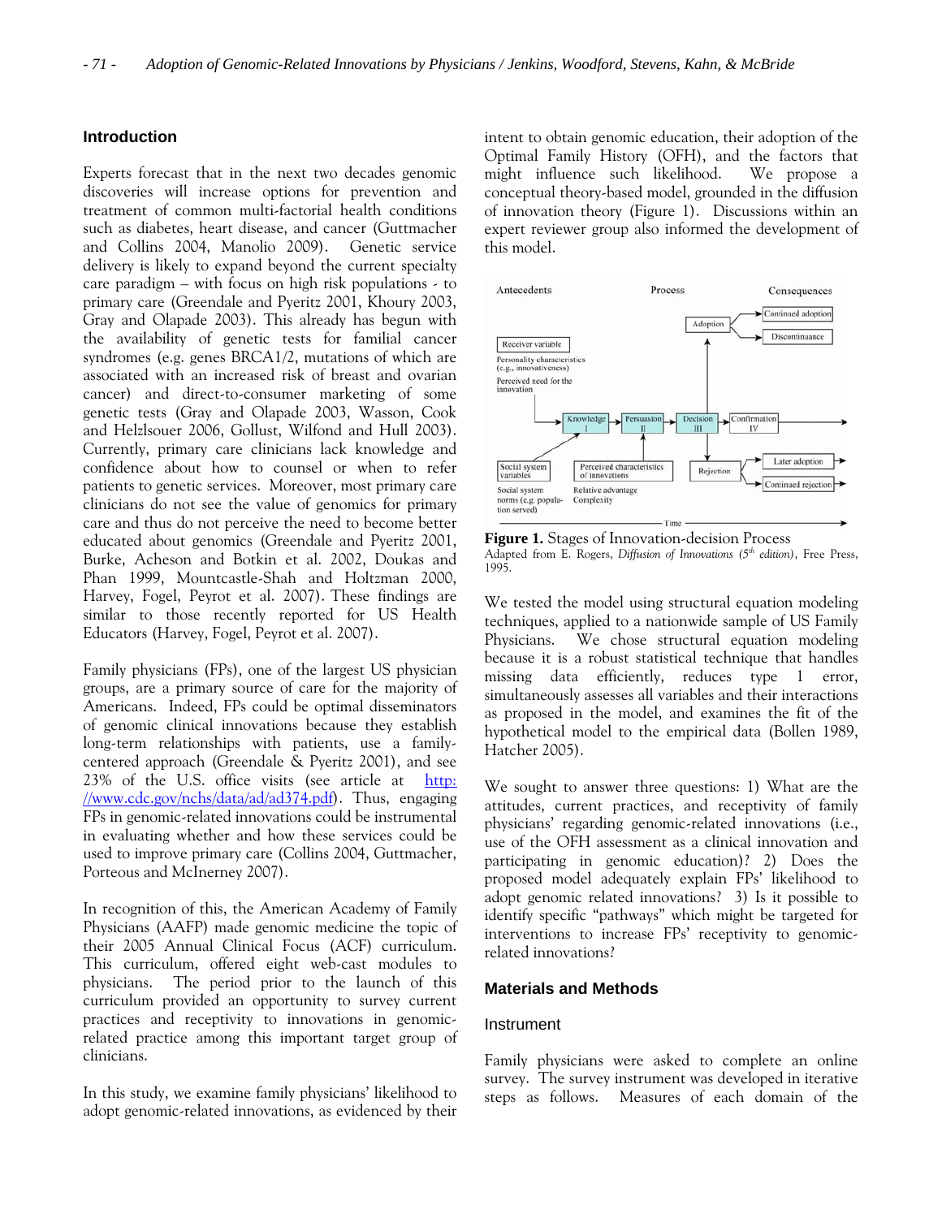## Introduction

Experts forecast that in the next two decades genomic discoveries will increase options for prevention and treatment of common multi-factorial health conditions such as diabetes, heart disease, and cancer (Guttmacher and Collins 2004, Manolio 2009). Genetic service delivery is likely to expand beyond the current specialty care paradigm – with focus on high risk populations - to primary care (Greendale and Pyeritz 2001, Khoury 2003, Gray and Olapade 2003). This already has begun with the availability of genetic tests for familial cancer syndromes (e.g. genes BRCA1/2, mutations of which are associated with an increased risk of breast and ovarian cancer) and direct-to-consumer marketing of some genetic tests (Gray and Olapade 2003, Wasson, Cook and Helzlsouer 2006, Gollust, Wilfond and Hull 2003). Currently, primary care clinicians lack knowledge and confidence about how to counsel or when to refer patients to genetic services. Moreover, most primary care clinicians do not see the value of genomics for primary care and thus do not perceive the need to become better educated about genomics (Greendale and Pyeritz 2001, Burke, Acheson and Botkin et al. 2002, Doukas and Phan 1999, Mountcastle-Shah and Holtzman 2000, Harvey, Fogel, Peyrot et al. 2007). These findings are similar to those recently reported for US Health Educators (Harvey, Fogel, Peyrot et al. 2007).

Family physicians (FPs), one of the largest US physician groups, are a primary source of care for the majority of Americans. Indeed, FPs could be optimal disseminators of genomic clinical innovations because they establish long-term relationships with patients, use a family-centered approach (Greendale & Pyeritz 2001), and see 23% of the U.S. office visits (see article at http://www.cdc.gov/nchs/data/ad/ad374.pdf). Thus, engaging FPs in genomic-related innovations could be instrumental in evaluating whether and how these services could be used to improve primary care (Collins 2004, Guttmacher, Porteous and McInerney 2007).

In recognition of this, the American Academy of Family Physicians (AAFP) made genomic medicine the topic of their 2005 Annual Clinical Focus (ACF) curriculum. This curriculum, offered eight web-cast modules to physicians. The period prior to the launch of this curriculum provided an opportunity to survey current practices and receptivity to innovations in genomic-related practice among this important target group of clinicians.

In this study, we examine family physicians' likelihood to adopt genomic-related innovations, as evidenced by their intent to obtain genomic education, their adoption of the Optimal Family History (OFH), and the factors that might influence such likelihood. We propose a conceptual theory-based model, grounded in the diffusion of innovation theory (Figure 1). Discussions within an expert reviewer group also informed the development of this model.

**Figure 1.** Stages of Innovation-decision Process
Adapted from E. Rogers, *Diffusion of Innovations (5th edition)*, Free Press, 1995.

We tested the model using structural equation modeling techniques, applied to a nationwide sample of US Family Physicians. We chose structural equation modeling because it is a robust statistical technique that handles missing data efficiently, reduces type 1 error, simultaneously assesses all variables and their interactions as proposed in the model, and examines the fit of the hypothetical model to the empirical data (Bollen 1989, Hatcher 2005).

We sought to answer three questions: 1) What are the attitudes, current practices, and receptivity of family physicians' regarding genomic-related innovations (i.e., use of the OFH assessment as a clinical innovation and participating in genomic education)? 2) Does the proposed model adequately explain FPs' likelihood to adopt genomic related innovations? 3) Is it possible to identify specific "pathways" which might be targeted for interventions to increase FPs' receptivity to genomic-related innovations?

## Materials and Methods

### Instrument

Family physicians were asked to complete an online survey. The survey instrument was developed in iterative steps as follows. Measures of each domain of the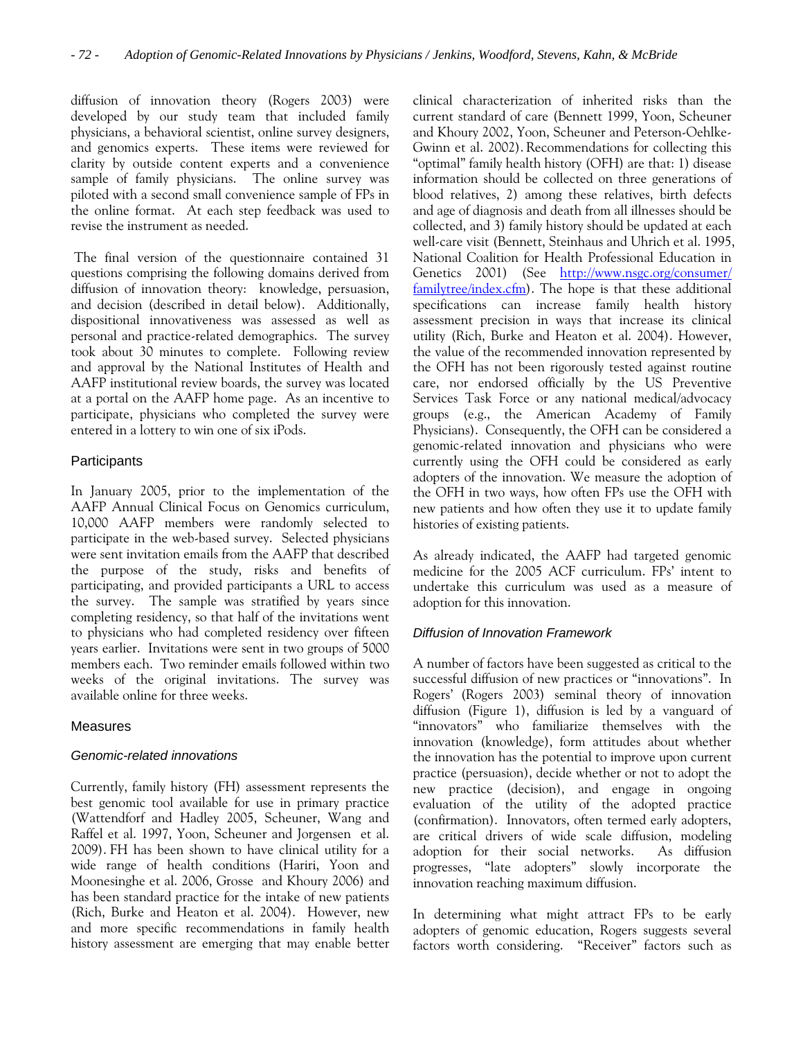diffusion of innovation theory (Rogers 2003) were developed by our study team that included family physicians, a behavioral scientist, online survey designers, and genomics experts. These items were reviewed for clarity by outside content experts and a convenience sample of family physicians. The online survey was piloted with a second small convenience sample of FPs in the online format. At each step feedback was used to revise the instrument as needed.

The final version of the questionnaire contained 31 questions comprising the following domains derived from diffusion of innovation theory: knowledge, persuasion, and decision (described in detail below). Additionally, dispositional innovativeness was assessed as well as personal and practice-related demographics. The survey took about 30 minutes to complete. Following review and approval by the National Institutes of Health and AAFP institutional review boards, the survey was located at a portal on the AAFP home page. As an incentive to participate, physicians who completed the survey were entered in a lottery to win one of six iPods.

## Participants

In January 2005, prior to the implementation of the AAFP Annual Clinical Focus on Genomics curriculum, 10,000 AAFP members were randomly selected to participate in the web-based survey. Selected physicians were sent invitation emails from the AAFP that described the purpose of the study, risks and benefits of participating, and provided participants a URL to access the survey. The sample was stratified by years since completing residency, so that half of the invitations went to physicians who had completed residency over fifteen years earlier. Invitations were sent in two groups of 5000 members each. Two reminder emails followed within two weeks of the original invitations. The survey was available online for three weeks.

## Measures

### *Genomic-related innovations*

Currently, family history (FH) assessment represents the best genomic tool available for use in primary practice (Wattendorf and Hadley 2005, Scheuner, Wang and Raffel et al. 1997, Yoon, Scheuner and Jorgensen et al. 2009). FH has been shown to have clinical utility for a wide range of health conditions (Hariri, Yoon and Moonesinghe et al. 2006, Grosse and Khoury 2006) and has been standard practice for the intake of new patients (Rich, Burke and Heaton et al. 2004). However, new and more specific recommendations in family health history assessment are emerging that may enable better clinical characterization of inherited risks than the current standard of care (Bennett 1999, Yoon, Scheuner and Khoury 2002, Yoon, Scheuner and Peterson-Oehlke-Gwinn et al. 2002). Recommendations for collecting this "optimal" family health history (OFH) are that: 1) disease information should be collected on three generations of blood relatives, 2) among these relatives, birth defects and age of diagnosis and death from all illnesses should be collected, and 3) family history should be updated at each well-care visit (Bennett, Steinhaus and Uhrich et al. 1995, National Coalition for Health Professional Education in Genetics 2001) (See http://www.nsgc.org/consumer/familytree/index.cfm). The hope is that these additional specifications can increase family health history assessment precision in ways that increase its clinical utility (Rich, Burke and Heaton et al. 2004). However, the value of the recommended innovation represented by the OFH has not been rigorously tested against routine care, nor endorsed officially by the US Preventive Services Task Force or any national medical/advocacy groups (e.g., the American Academy of Family Physicians). Consequently, the OFH can be considered a genomic-related innovation and physicians who were currently using the OFH could be considered as early adopters of the innovation. We measure the adoption of the OFH in two ways, how often FPs use the OFH with new patients and how often they use it to update family histories of existing patients.

As already indicated, the AAFP had targeted genomic medicine for the 2005 ACF curriculum. FPs' intent to undertake this curriculum was used as a measure of adoption for this innovation.

### *Diffusion of Innovation Framework*

A number of factors have been suggested as critical to the successful diffusion of new practices or "innovations". In Rogers' (Rogers 2003) seminal theory of innovation diffusion (Figure 1), diffusion is led by a vanguard of "innovators" who familiarize themselves with the innovation (knowledge), form attitudes about whether the innovation has the potential to improve upon current practice (persuasion), decide whether or not to adopt the new practice (decision), and engage in ongoing evaluation of the utility of the adopted practice (confirmation). Innovators, often termed early adopters, are critical drivers of wide scale diffusion, modeling adoption for their social networks. As diffusion progresses, "late adopters" slowly incorporate the innovation reaching maximum diffusion.

In determining what might attract FPs to be early adopters of genomic education, Rogers suggests several factors worth considering. "Receiver" factors such as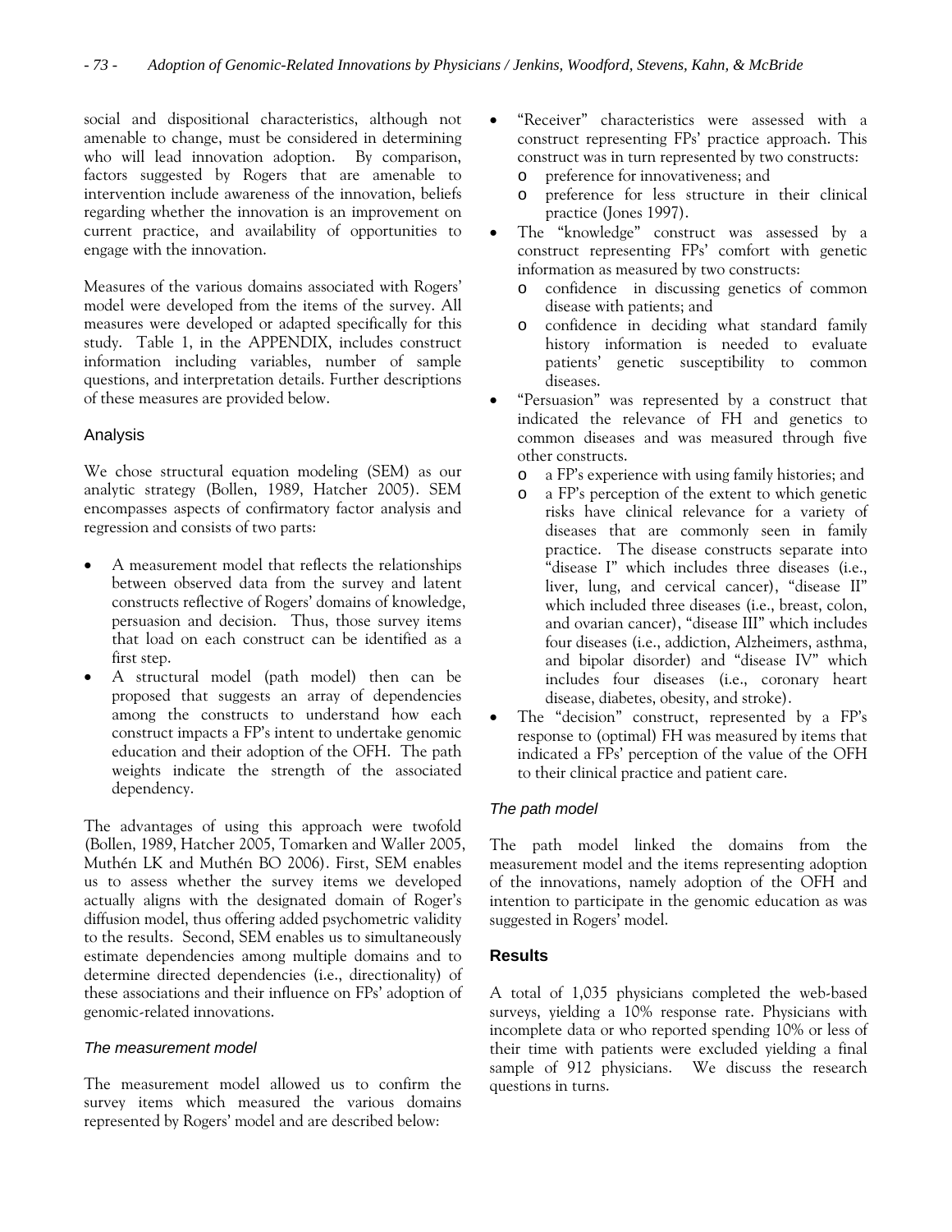social and dispositional characteristics, although not amenable to change, must be considered in determining who will lead innovation adoption. By comparison, factors suggested by Rogers that are amenable to intervention include awareness of the innovation, beliefs regarding whether the innovation is an improvement on current practice, and availability of opportunities to engage with the innovation.

Measures of the various domains associated with Rogers' model were developed from the items of the survey. All measures were developed or adapted specifically for this study. Table 1, in the APPENDIX, includes construct information including variables, number of sample questions, and interpretation details. Further descriptions of these measures are provided below.

## Analysis

We chose structural equation modeling (SEM) as our analytic strategy (Bollen, 1989, Hatcher 2005). SEM encompasses aspects of confirmatory factor analysis and regression and consists of two parts:

- A measurement model that reflects the relationships between observed data from the survey and latent constructs reflective of Rogers' domains of knowledge, persuasion and decision. Thus, those survey items that load on each construct can be identified as a first step.
- A structural model (path model) then can be proposed that suggests an array of dependencies among the constructs to understand how each construct impacts a FP's intent to undertake genomic education and their adoption of the OFH. The path weights indicate the strength of the associated dependency.

The advantages of using this approach were twofold (Bollen, 1989, Hatcher 2005, Tomarken and Waller 2005, Muthén LK and Muthén BO 2006). First, SEM enables us to assess whether the survey items we developed actually aligns with the designated domain of Roger's diffusion model, thus offering added psychometric validity to the results. Second, SEM enables us to simultaneously estimate dependencies among multiple domains and to determine directed dependencies (i.e., directionality) of these associations and their influence on FPs' adoption of genomic-related innovations.

### *The measurement model*

The measurement model allowed us to confirm the survey items which measured the various domains represented by Rogers' model and are described below:

- "Receiver" characteristics were assessed with a construct representing FPs' practice approach. This construct was in turn represented by two constructs:
  - preference for innovativeness; and
  - preference for less structure in their clinical practice (Jones 1997).
- The "knowledge" construct was assessed by a construct representing FPs' comfort with genetic information as measured by two constructs:
  - confidence in discussing genetics of common disease with patients; and
  - confidence in deciding what standard family history information is needed to evaluate patients' genetic susceptibility to common diseases.
- "Persuasion" was represented by a construct that indicated the relevance of FH and genetics to common diseases and was measured through five other constructs.
  - a FP's experience with using family histories; and
  - a FP's perception of the extent to which genetic risks have clinical relevance for a variety of diseases that are commonly seen in family practice. The disease constructs separate into "disease I" which includes three diseases (i.e., liver, lung, and cervical cancer), "disease II" which included three diseases (i.e., breast, colon, and ovarian cancer), "disease III" which includes four diseases (i.e., addiction, Alzheimers, asthma, and bipolar disorder) and "disease IV" which includes four diseases (i.e., coronary heart disease, diabetes, obesity, and stroke).
- The "decision" construct, represented by a FP's response to (optimal) FH was measured by items that indicated a FPs' perception of the value of the OFH to their clinical practice and patient care.

### *The path model*

The path model linked the domains from the measurement model and the items representing adoption of the innovations, namely adoption of the OFH and intention to participate in the genomic education as was suggested in Rogers' model.

## Results

A total of 1,035 physicians completed the web-based surveys, yielding a 10% response rate. Physicians with incomplete data or who reported spending 10% or less of their time with patients were excluded yielding a final sample of 912 physicians. We discuss the research questions in turns.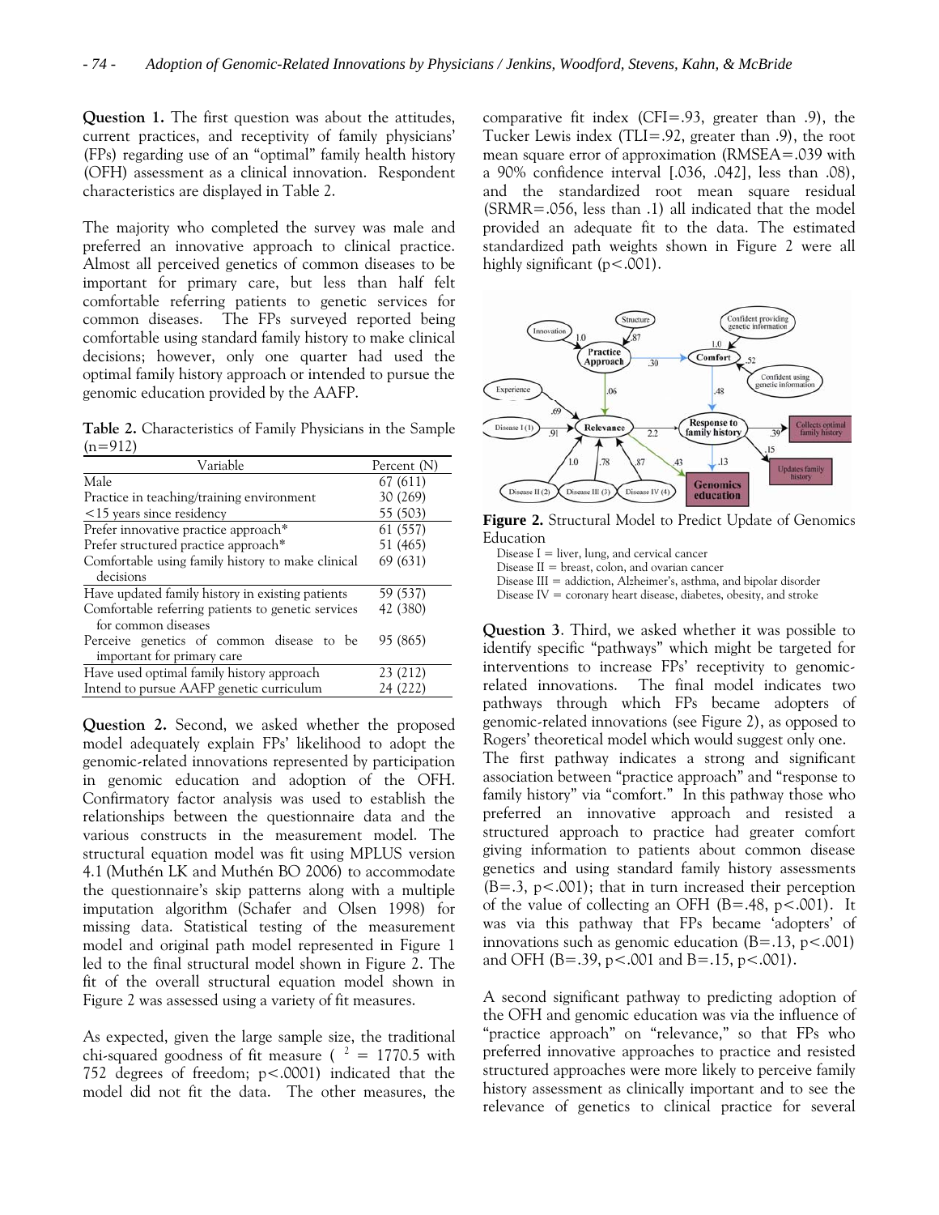**Question 1.** The first question was about the attitudes, current practices, and receptivity of family physicians' (FPs) regarding use of an "optimal" family health history (OFH) assessment as a clinical innovation. Respondent characteristics are displayed in Table 2.

The majority who completed the survey was male and preferred an innovative approach to clinical practice. Almost all perceived genetics of common diseases to be important for primary care, but less than half felt comfortable referring patients to genetic services for common diseases. The FPs surveyed reported being comfortable using standard family history to make clinical decisions; however, only one quarter had used the optimal family history approach or intended to pursue the genomic education provided by the AAFP.

**Table 2.** Characteristics of Family Physicians in the Sample (n=912)

| Variable | Percent (N) |
|---|---|
| Male | 67 (611) |
| Practice in teaching/training environment | 30 (269) |
| <15 years since residency | 55 (503) |
| Prefer innovative practice approach* | 61 (557) |
| Prefer structured practice approach* | 51 (465) |
| Comfortable using family history to make clinical decisions | 69 (631) |
| Have updated family history in existing patients | 59 (537) |
| Comfortable referring patients to genetic services for common diseases | 42 (380) |
| Perceive genetics of common disease to be important for primary care | 95 (865) |
| Have used optimal family history approach | 23 (212) |
| Intend to pursue AAFP genetic curriculum | 24 (222) |

**Question 2.** Second, we asked whether the proposed model adequately explain FPs' likelihood to adopt the genomic-related innovations represented by participation in genomic education and adoption of the OFH. Confirmatory factor analysis was used to establish the relationships between the questionnaire data and the various constructs in the measurement model. The structural equation model was fit using MPLUS version 4.1 (Muthén LK and Muthén BO 2006) to accommodate the questionnaire's skip patterns along with a multiple imputation algorithm (Schafer and Olsen 1998) for missing data. Statistical testing of the measurement model and original path model represented in Figure 1 led to the final structural model shown in Figure 2. The fit of the overall structural equation model shown in Figure 2 was assessed using a variety of fit measures.

As expected, given the large sample size, the traditional chi-squared goodness of fit measure ($\chi^2$ = 1770.5 with 752 degrees of freedom; $p<.0001$) indicated that the model did not fit the data. The other measures, the comparative fit index (CFI=.93, greater than .9), the Tucker Lewis index (TLI=.92, greater than .9), the root mean square error of approximation (RMSEA=.039 with a 90% confidence interval [.036, .042], less than .08), and the standardized root mean square residual (SRMR=.056, less than .1) all indicated that the model provided an adequate fit to the data. The estimated standardized path weights shown in Figure 2 were all highly significant ($p<.001$).

**Figure 2.** Structural Model to Predict Update of Genomics Education

Disease I = liver, lung, and cervical cancer
Disease II = breast, colon, and ovarian cancer
Disease III = addiction, Alzheimer's, asthma, and bipolar disorder
Disease IV = coronary heart disease, diabetes, obesity, and stroke

**Question 3**. Third, we asked whether it was possible to identify specific "pathways" which might be targeted for interventions to increase FPs' receptivity to genomic-related innovations. The final model indicates two pathways through which FPs became adopters of genomic-related innovations (see Figure 2), as opposed to Rogers' theoretical model which would suggest only one.

The first pathway indicates a strong and significant association between "practice approach" and "response to family history" via "comfort." In this pathway those who preferred an innovative approach and resisted a structured approach to practice had greater comfort giving information to patients about common disease genetics and using standard family history assessments (B=.3, $p<.001$); that in turn increased their perception of the value of collecting an OFH (B=.48, $p<.001$). It was via this pathway that FPs became 'adopters' of innovations such as genomic education (B=.13, $p<.001$) and OFH (B=.39, $p<.001$ and B=.15, $p<.001$).

A second significant pathway to predicting adoption of the OFH and genomic education was via the influence of "practice approach" on "relevance," so that FPs who preferred innovative approaches to practice and resisted structured approaches were more likely to perceive family history assessment as clinically important and to see the relevance of genetics to clinical practice for several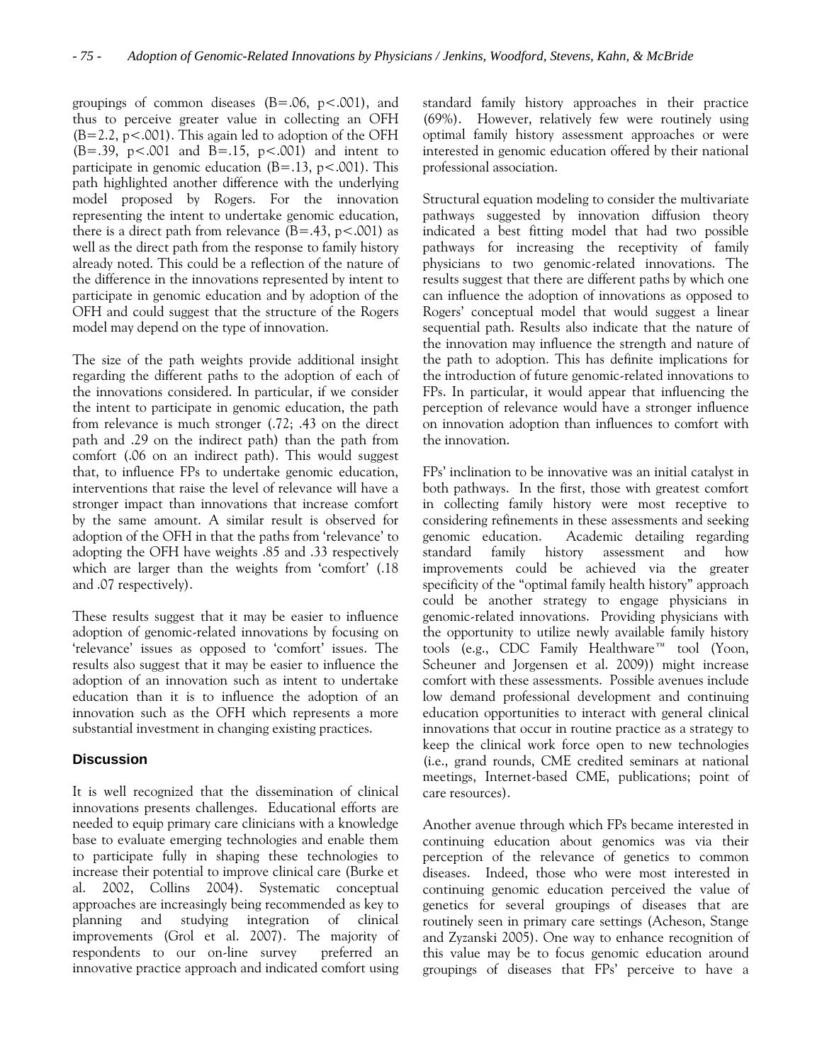groupings of common diseases ($B=.06$, $p<.001$), and thus to perceive greater value in collecting an OFH ($B=2.2$, $p<.001$). This again led to adoption of the OFH ($B=.39$, $p<.001$ and $B=.15$, $p<.001$) and intent to participate in genomic education ($B=.13$, $p<.001$). This path highlighted another difference with the underlying model proposed by Rogers. For the innovation representing the intent to undertake genomic education, there is a direct path from relevance ($B=.43$, $p<.001$) as well as the direct path from the response to family history already noted. This could be a reflection of the nature of the difference in the innovations represented by intent to participate in genomic education and by adoption of the OFH and could suggest that the structure of the Rogers model may depend on the type of innovation.

The size of the path weights provide additional insight regarding the different paths to the adoption of each of the innovations considered. In particular, if we consider the intent to participate in genomic education, the path from relevance is much stronger (.72; .43 on the direct path and .29 on the indirect path) than the path from comfort (.06 on an indirect path). This would suggest that, to influence FPs to undertake genomic education, interventions that raise the level of relevance will have a stronger impact than innovations that increase comfort by the same amount. A similar result is observed for adoption of the OFH in that the paths from 'relevance' to adopting the OFH have weights .85 and .33 respectively which are larger than the weights from 'comfort' (.18 and .07 respectively).

These results suggest that it may be easier to influence adoption of genomic-related innovations by focusing on 'relevance' issues as opposed to 'comfort' issues. The results also suggest that it may be easier to influence the adoption of an innovation such as intent to undertake education than it is to influence the adoption of an innovation such as the OFH which represents a more substantial investment in changing existing practices.

## Discussion

It is well recognized that the dissemination of clinical innovations presents challenges. Educational efforts are needed to equip primary care clinicians with a knowledge base to evaluate emerging technologies and enable them to participate fully in shaping these technologies to increase their potential to improve clinical care (Burke et al. 2002, Collins 2004). Systematic conceptual approaches are increasingly being recommended as key to planning and studying integration of clinical improvements (Grol et al. 2007). The majority of respondents to our on-line survey preferred an innovative practice approach and indicated comfort using standard family history approaches in their practice (69%). However, relatively few were routinely using optimal family history assessment approaches or were interested in genomic education offered by their national professional association.

Structural equation modeling to consider the multivariate pathways suggested by innovation diffusion theory indicated a best fitting model that had two possible pathways for increasing the receptivity of family physicians to two genomic-related innovations. The results suggest that there are different paths by which one can influence the adoption of innovations as opposed to Rogers' conceptual model that would suggest a linear sequential path. Results also indicate that the nature of the innovation may influence the strength and nature of the path to adoption. This has definite implications for the introduction of future genomic-related innovations to FPs. In particular, it would appear that influencing the perception of relevance would have a stronger influence on innovation adoption than influences to comfort with the innovation.

FPs' inclination to be innovative was an initial catalyst in both pathways. In the first, those with greatest comfort in collecting family history were most receptive to considering refinements in these assessments and seeking genomic education. Academic detailing regarding standard family history assessment and how improvements could be achieved via the greater specificity of the "optimal family health history" approach could be another strategy to engage physicians in genomic-related innovations. Providing physicians with the opportunity to utilize newly available family history tools (e.g., CDC Family Healthware™ tool (Yoon, Scheuner and Jorgensen et al. 2009)) might increase comfort with these assessments. Possible avenues include low demand professional development and continuing education opportunities to interact with general clinical innovations that occur in routine practice as a strategy to keep the clinical work force open to new technologies (i.e., grand rounds, CME credited seminars at national meetings, Internet-based CME, publications; point of care resources).

Another avenue through which FPs became interested in continuing education about genomics was via their perception of the relevance of genetics to common diseases. Indeed, those who were most interested in continuing genomic education perceived the value of genetics for several groupings of diseases that are routinely seen in primary care settings (Acheson, Stange and Zyzanski 2005). One way to enhance recognition of this value may be to focus genomic education around groupings of diseases that FPs' perceive to have a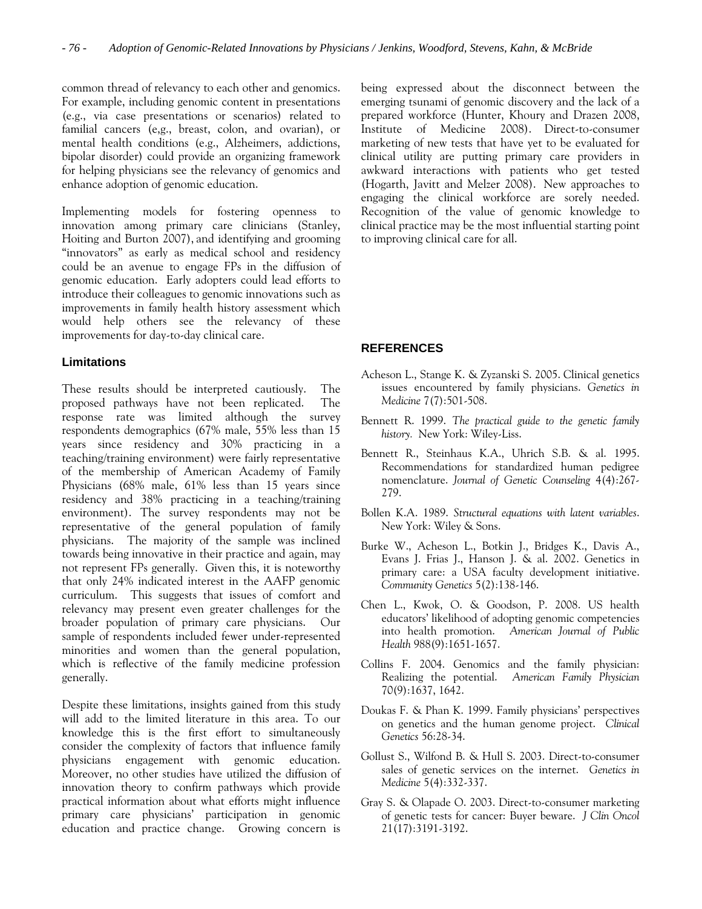common thread of relevancy to each other and genomics. For example, including genomic content in presentations (e.g., via case presentations or scenarios) related to familial cancers (e,g., breast, colon, and ovarian), or mental health conditions (e.g., Alzheimers, addictions, bipolar disorder) could provide an organizing framework for helping physicians see the relevancy of genomics and enhance adoption of genomic education.

Implementing models for fostering openness to innovation among primary care clinicians (Stanley, Hoiting and Burton 2007), and identifying and grooming "innovators" as early as medical school and residency could be an avenue to engage FPs in the diffusion of genomic education. Early adopters could lead efforts to introduce their colleagues to genomic innovations such as improvements in family health history assessment which would help others see the relevancy of these improvements for day-to-day clinical care.

### Limitations

These results should be interpreted cautiously. The proposed pathways have not been replicated. The response rate was limited although the survey respondents demographics (67% male, 55% less than 15 years since residency and 30% practicing in a teaching/training environment) were fairly representative of the membership of American Academy of Family Physicians (68% male, 61% less than 15 years since residency and 38% practicing in a teaching/training environment). The survey respondents may not be representative of the general population of family physicians. The majority of the sample was inclined towards being innovative in their practice and again, may not represent FPs generally. Given this, it is noteworthy that only 24% indicated interest in the AAFP genomic curriculum. This suggests that issues of comfort and relevancy may present even greater challenges for the broader population of primary care physicians. Our sample of respondents included fewer under-represented minorities and women than the general population, which is reflective of the family medicine profession generally.

Despite these limitations, insights gained from this study will add to the limited literature in this area. To our knowledge this is the first effort to simultaneously consider the complexity of factors that influence family physicians engagement with genomic education. Moreover, no other studies have utilized the diffusion of innovation theory to confirm pathways which provide practical information about what efforts might influence primary care physicians' participation in genomic education and practice change. Growing concern is being expressed about the disconnect between the emerging tsunami of genomic discovery and the lack of a prepared workforce (Hunter, Khoury and Drazen 2008, Institute of Medicine 2008). Direct-to-consumer marketing of new tests that have yet to be evaluated for clinical utility are putting primary care providers in awkward interactions with patients who get tested (Hogarth, Javitt and Melzer 2008). New approaches to engaging the clinical workforce are sorely needed. Recognition of the value of genomic knowledge to clinical practice may be the most influential starting point to improving clinical care for all.

## REFERENCES

Acheson L., Stange K. & Zyzanski S. 2005. Clinical genetics issues encountered by family physicians. *Genetics in Medicine* 7(7):501-508.

Bennett R. 1999. *The practical guide to the genetic family history.* New York: Wiley-Liss.

Bennett R., Steinhaus K.A., Uhrich S.B. & al. 1995. Recommendations for standardized human pedigree nomenclature. *Journal of Genetic Counseling* 4(4):267-279.

Bollen K.A. 1989. *Structural equations with latent variables*. New York: Wiley & Sons.

Burke W., Acheson L., Botkin J., Bridges K., Davis A., Evans J. Frias J., Hanson J. & al. 2002. Genetics in primary care: a USA faculty development initiative. *Community Genetics* 5(2):138-146.

Chen L., Kwok, O. & Goodson, P. 2008. US health educators' likelihood of adopting genomic competencies into health promotion. *American Journal of Public Health* 988(9):1651-1657.

Collins F. 2004. Genomics and the family physician: Realizing the potential. *American Family Physician* 70(9):1637, 1642.

Doukas F. & Phan K. 1999. Family physicians' perspectives on genetics and the human genome project. *Clinical Genetics* 56:28-34.

Gollust S., Wilfond B. & Hull S. 2003. Direct-to-consumer sales of genetic services on the internet. *Genetics in Medicine* 5(4):332-337.

Gray S. & Olapade O. 2003. Direct-to-consumer marketing of genetic tests for cancer: Buyer beware. *J Clin Oncol* 21(17):3191-3192.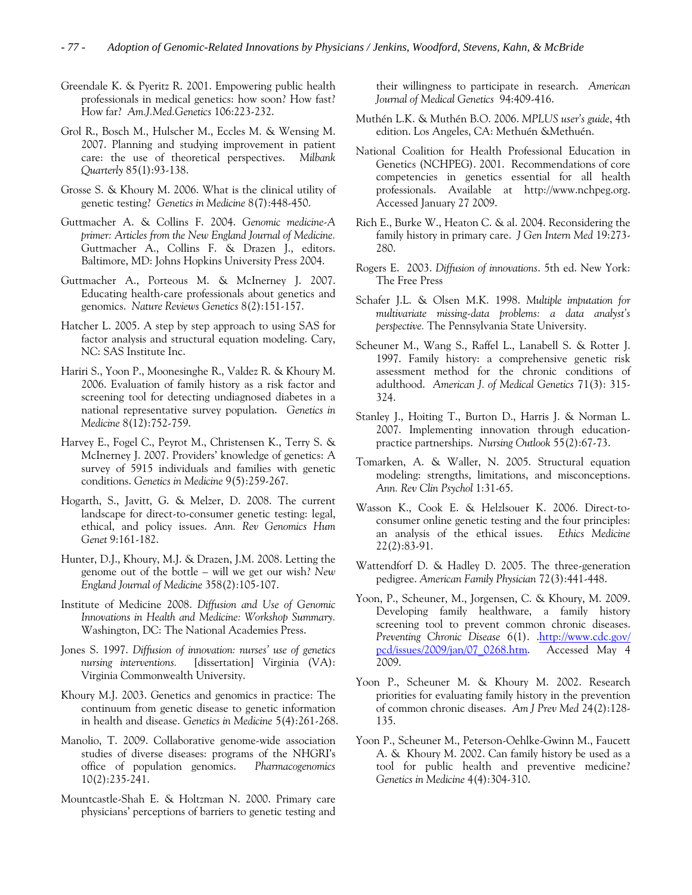Greendale K. & Pyeritz R. 2001. Empowering public health professionals in medical genetics: how soon? How fast? How far? *Am.J.Med.Genetics* 106:223-232.

Grol R., Bosch M., Hulscher M., Eccles M. & Wensing M. 2007. Planning and studying improvement in patient care: the use of theoretical perspectives. *Milbank Quarterly* 85(1):93-138.

Grosse S. & Khoury M. 2006. What is the clinical utility of genetic testing? *Genetics in Medicine* 8(7):448-450.

Guttmacher A. & Collins F. 2004. *Genomic medicine-A primer: Articles from the New England Journal of Medicine.* Guttmacher A., Collins F. & Drazen J., editors. Baltimore, MD: Johns Hopkins University Press 2004.

Guttmacher A., Porteous M. & McInerney J. 2007. Educating health-care professionals about genetics and genomics. *Nature Reviews Genetics* 8(2):151-157.

Hatcher L. 2005. A step by step approach to using SAS for factor analysis and structural equation modeling. Cary, NC: SAS Institute Inc.

Hariri S., Yoon P., Moonesinghe R., Valdez R. & Khoury M. 2006. Evaluation of family history as a risk factor and screening tool for detecting undiagnosed diabetes in a national representative survey population. *Genetics in Medicine* 8(12):752-759.

Harvey E., Fogel C., Peyrot M., Christensen K., Terry S. & McInerney J. 2007. Providers' knowledge of genetics: A survey of 5915 individuals and families with genetic conditions. *Genetics in Medicine* 9(5):259-267.

Hogarth, S., Javitt, G. & Melzer, D. 2008. The current landscape for direct-to-consumer genetic testing: legal, ethical, and policy issues. *Ann. Rev Genomics Hum Genet* 9:161-182.

Hunter, D.J., Khoury, M.J. & Drazen, J.M. 2008. Letting the genome out of the bottle – will we get our wish? *New England Journal of Medicine* 358(2):105-107.

Institute of Medicine 2008. *Diffusion and Use of Genomic Innovations in Health and Medicine: Workshop Summary.* Washington, DC: The National Academies Press.

Jones S. 1997. *Diffusion of innovation: nurses' use of genetics nursing interventions.* [dissertation] Virginia (VA): Virginia Commonwealth University.

Khoury M.J. 2003. Genetics and genomics in practice: The continuum from genetic disease to genetic information in health and disease. *Genetics in Medicine* 5(4):261-268.

Manolio, T. 2009. Collaborative genome-wide association studies of diverse diseases: programs of the NHGRI's office of population genomics. *Pharmacogenomics* 10(2):235-241.

Mountcastle-Shah E. & Holtzman N. 2000. Primary care physicians' perceptions of barriers to genetic testing and their willingness to participate in research. *American Journal of Medical Genetics* 94:409-416.

Muthén L.K. & Muthén B.O. 2006. *MPLUS user's guide*, 4th edition. Los Angeles, CA: Methuén &Methuén.

National Coalition for Health Professional Education in Genetics (NCHPEG). 2001. Recommendations of core competencies in genetics essential for all health professionals. Available at http://www.nchpeg.org. Accessed January 27 2009.

Rich E., Burke W., Heaton C. & al. 2004. Reconsidering the family history in primary care. *J Gen Intern Med* 19:273-280.

Rogers E. 2003. *Diffusion of innovations*. 5th ed. New York: The Free Press

Schafer J.L. & Olsen M.K. 1998. *Multiple imputation for multivariate missing-data problems: a data analyst's perspective.* The Pennsylvania State University.

Scheuner M., Wang S., Raffel L., Lanabell S. & Rotter J. 1997. Family history: a comprehensive genetic risk assessment method for the chronic conditions of adulthood. *American J. of Medical Genetics* 71(3): 315-324.

Stanley J., Hoiting T., Burton D., Harris J. & Norman L. 2007. Implementing innovation through education-practice partnerships. *Nursing Outlook* 55(2):67-73.

Tomarken, A. & Waller, N. 2005. Structural equation modeling: strengths, limitations, and misconceptions. *Ann. Rev Clin Psychol* 1:31-65.

Wasson K., Cook E. & Helzlsouer K. 2006. Direct-to-consumer online genetic testing and the four principles: an analysis of the ethical issues. *Ethics Medicine* 22(2):83-91.

Wattendforf D. & Hadley D. 2005. The three-generation pedigree. *American Family Physician* 72(3):441-448.

Yoon, P., Scheuner, M., Jorgensen, C. & Khoury, M. 2009. Developing family healthware, a family history screening tool to prevent common chronic diseases. *Preventing Chronic Disease* 6(1). .http://www.cdc.gov/pcd/issues/2009/jan/07_0268.htm. Accessed May 4 2009.

Yoon P., Scheuner M. & Khoury M. 2002. Research priorities for evaluating family history in the prevention of common chronic diseases. *Am J Prev Med* 24(2):128-135.

Yoon P., Scheuner M., Peterson-Oehlke-Gwinn M., Faucett A. & Khoury M. 2002. Can family history be used as a tool for public health and preventive medicine? *Genetics in Medicine* 4(4):304-310.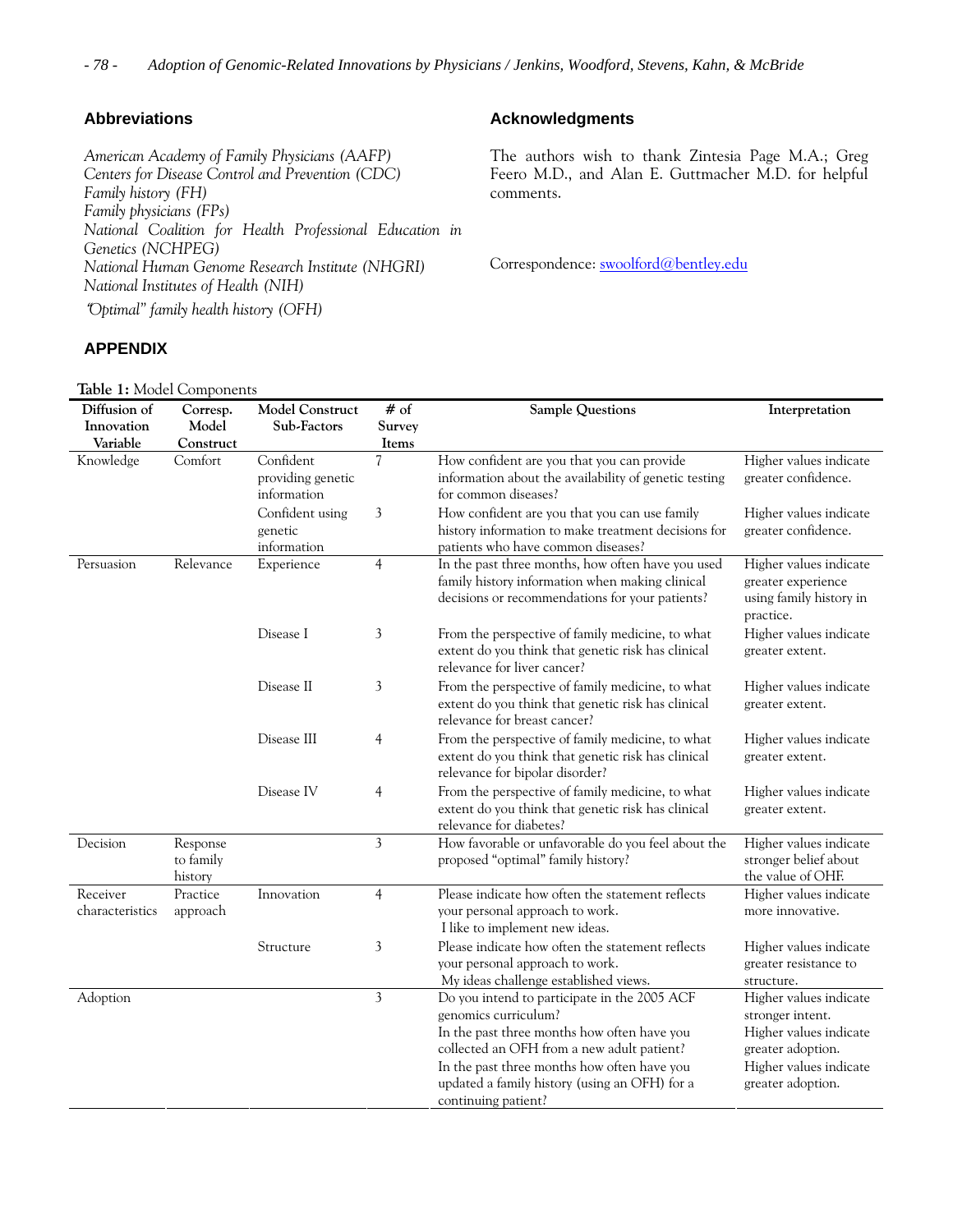## Abbreviations

*American Academy of Family Physicians (AAFP)*
*Centers for Disease Control and Prevention (CDC)*
*Family history (FH)*
*Family physicians (FPs)*
*National Coalition for Health Professional Education in Genetics (NCHPEG)*
*National Human Genome Research Institute (NHGRI)*
*National Institutes of Health (NIH)*
*"Optimal" family health history (OFH)*

## Acknowledgments

The authors wish to thank Zintesia Page M.A.; Greg Feero M.D., and Alan E. Guttmacher M.D. for helpful comments.

Correspondence: swoolford@bentley.edu

## APPENDIX

**Table 1:** Model Components

| Diffusion of Innovation Variable | Corresp. Model Construct | Model Construct Sub-Factors | # of Survey Items | Sample Questions | Interpretation |
|---|---|---|---|---|---|
| Knowledge | Comfort | Confident providing genetic information | 7 | How confident are you that you can provide information about the availability of genetic testing for common diseases? | Higher values indicate greater confidence. |
| | | Confident using genetic information | 3 | How confident are you that you can use family history information to make treatment decisions for patients who have common diseases? | Higher values indicate greater confidence. |
| Persuasion | Relevance | Experience | 4 | In the past three months, how often have you used family history information when making clinical decisions or recommendations for your patients? | Higher values indicate greater experience using family history in practice. |
| | | Disease I | 3 | From the perspective of family medicine, to what extent do you think that genetic risk has clinical relevance for liver cancer? | Higher values indicate greater extent. |
| | | Disease II | 3 | From the perspective of family medicine, to what extent do you think that genetic risk has clinical relevance for breast cancer? | Higher values indicate greater extent. |
| | | Disease III | 4 | From the perspective of family medicine, to what extent do you think that genetic risk has clinical relevance for bipolar disorder? | Higher values indicate greater extent. |
| | | Disease IV | 4 | From the perspective of family medicine, to what extent do you think that genetic risk has clinical relevance for diabetes? | Higher values indicate greater extent. |
| Decision | Response to family history | | 3 | How favorable or unfavorable do you feel about the proposed "optimal" family history? | Higher values indicate stronger belief about the value of OHF. |
| Receiver characteristics | Practice approach | Innovation | 4 | Please indicate how often the statement reflects your personal approach to work. I like to implement new ideas. | Higher values indicate more innovative. |
| | | Structure | 3 | Please indicate how often the statement reflects your personal approach to work. My ideas challenge established views. | Higher values indicate greater resistance to structure. |
| Adoption | | | 3 | Do you intend to participate in the 2005 ACF genomics curriculum? In the past three months how often have you collected an OFH from a new adult patient? In the past three months how often have you updated a family history (using an OFH) for a continuing patient? | Higher values indicate stronger intent. Higher values indicate greater adoption. Higher values indicate greater adoption. |